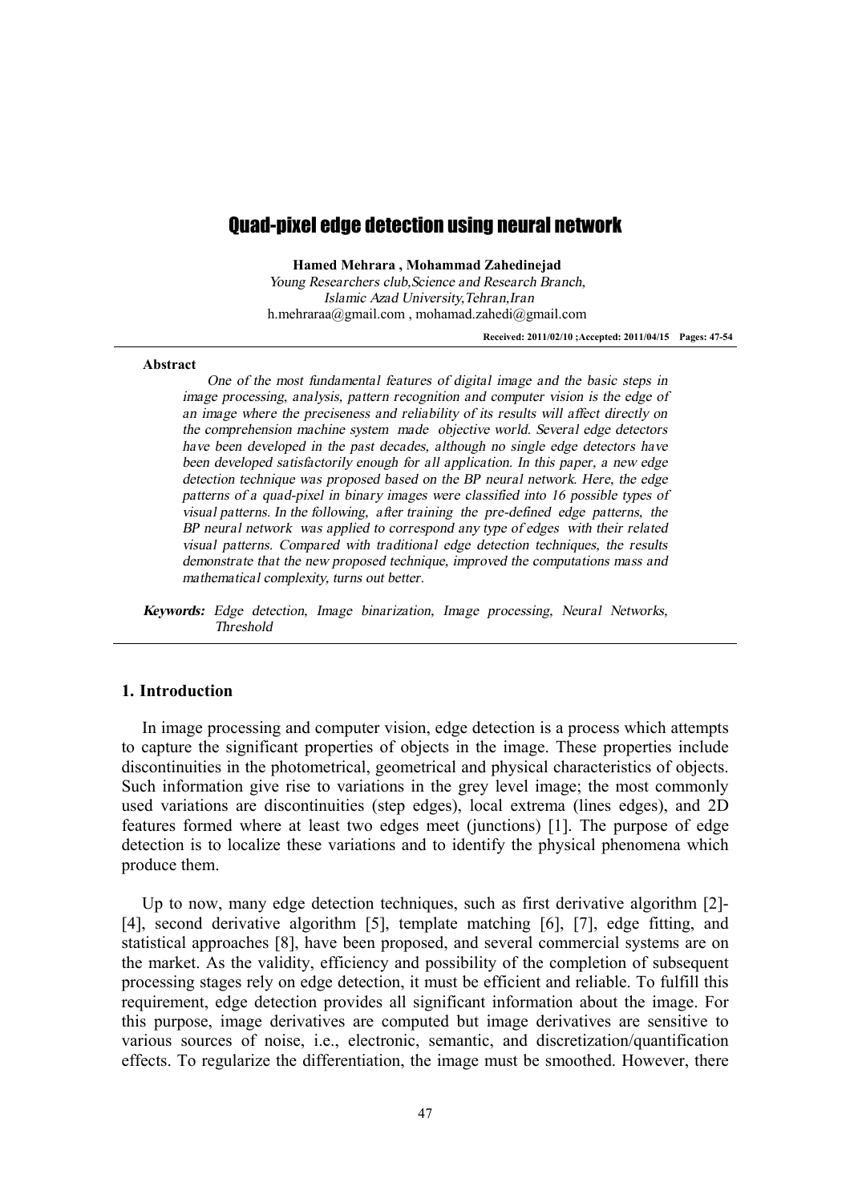# Quad-pixel edge detection using neural network

**Hamed Mehrara , Mohammad Zahedinejad**

*Young Researchers club,Science and Research Branch,*
*Islamic Azad University,Tehran,Iran*
h.mehraraa@gmail.com , mohamad.zahedi@gmail.com

**Received: 2011/02/10 ;Accepted: 2011/04/15 Pages: 47-54**

**Abstract**

*One of the most fundamental features of digital image and the basic steps in image processing, analysis, pattern recognition and computer vision is the edge of an image where the preciseness and reliability of its results will affect directly on the comprehension machine system made objective world. Several edge detectors have been developed in the past decades, although no single edge detectors have been developed satisfactorily enough for all application. In this paper, a new edge detection technique was proposed based on the BP neural network. Here, the edge patterns of a quad-pixel in binary images were classified into 16 possible types of visual patterns. In the following, after training the pre-defined edge patterns, the BP neural network was applied to correspond any type of edges with their related visual patterns. Compared with traditional edge detection techniques, the results demonstrate that the new proposed technique, improved the computations mass and mathematical complexity, turns out better.*

***Keywords:*** *Edge detection, Image binarization, Image processing, Neural Networks, Threshold*

## 1. Introduction

In image processing and computer vision, edge detection is a process which attempts to capture the significant properties of objects in the image. These properties include discontinuities in the photometrical, geometrical and physical characteristics of objects. Such information give rise to variations in the grey level image; the most commonly used variations are discontinuities (step edges), local extrema (lines edges), and 2D features formed where at least two edges meet (junctions) [1]. The purpose of edge detection is to localize these variations and to identify the physical phenomena which produce them.

Up to now, many edge detection techniques, such as first derivative algorithm [2]-[4], second derivative algorithm [5], template matching [6], [7], edge fitting, and statistical approaches [8], have been proposed, and several commercial systems are on the market. As the validity, efficiency and possibility of the completion of subsequent processing stages rely on edge detection, it must be efficient and reliable. To fulfill this requirement, edge detection provides all significant information about the image. For this purpose, image derivatives are computed but image derivatives are sensitive to various sources of noise, i.e., electronic, semantic, and discretization/quantification effects. To regularize the differentiation, the image must be smoothed. However, there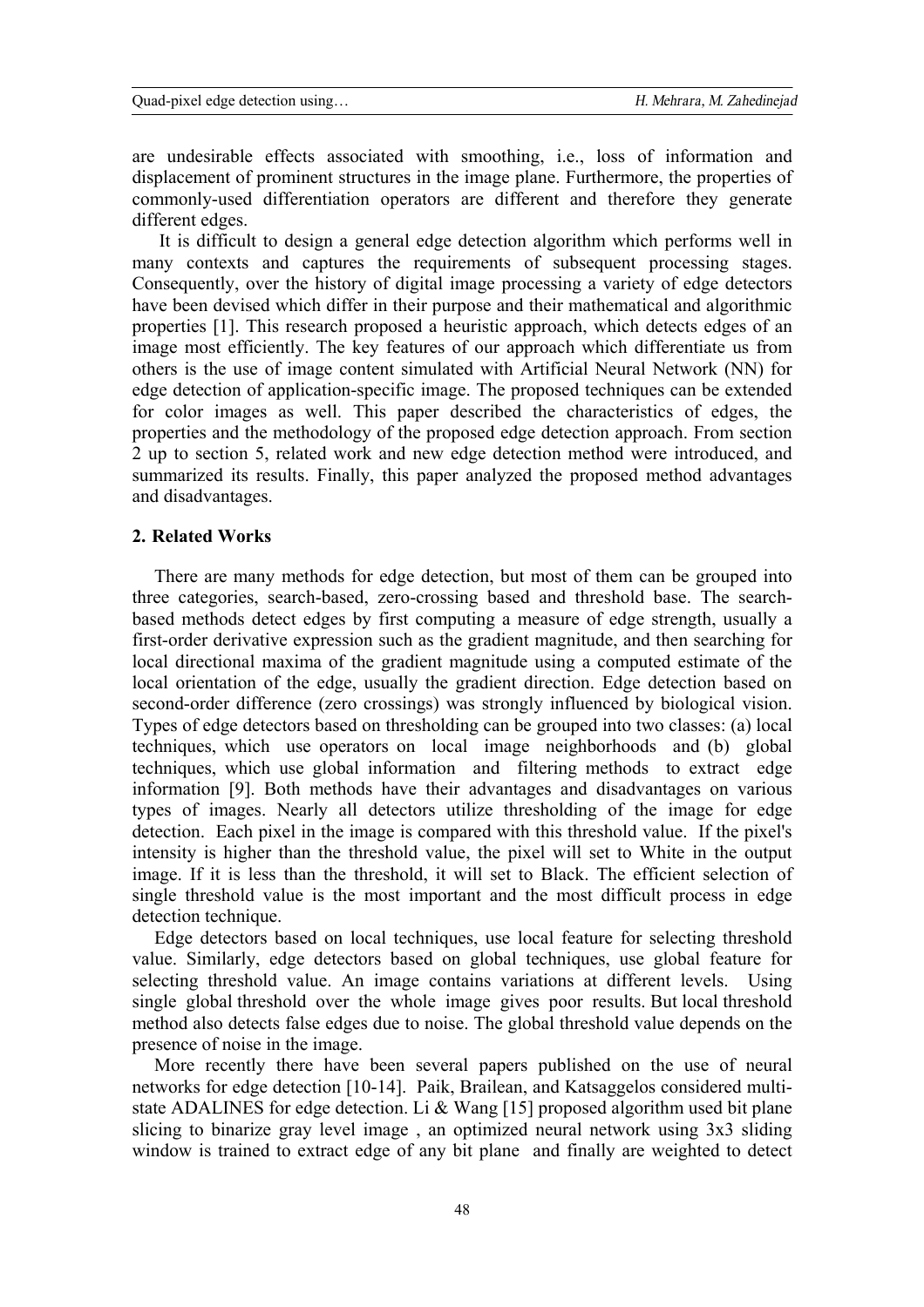are undesirable effects associated with smoothing, i.e., loss of information and displacement of prominent structures in the image plane. Furthermore, the properties of commonly-used differentiation operators are different and therefore they generate different edges.

It is difficult to design a general edge detection algorithm which performs well in many contexts and captures the requirements of subsequent processing stages. Consequently, over the history of digital image processing a variety of edge detectors have been devised which differ in their purpose and their mathematical and algorithmic properties [1]. This research proposed a heuristic approach, which detects edges of an image most efficiently. The key features of our approach which differentiate us from others is the use of image content simulated with Artificial Neural Network (NN) for edge detection of application-specific image. The proposed techniques can be extended for color images as well. This paper described the characteristics of edges, the properties and the methodology of the proposed edge detection approach. From section 2 up to section 5, related work and new edge detection method were introduced, and summarized its results. Finally, this paper analyzed the proposed method advantages and disadvantages.

## 2. Related Works

There are many methods for edge detection, but most of them can be grouped into three categories, search-based, zero-crossing based and threshold base. The search-based methods detect edges by first computing a measure of edge strength, usually a first-order derivative expression such as the gradient magnitude, and then searching for local directional maxima of the gradient magnitude using a computed estimate of the local orientation of the edge, usually the gradient direction. Edge detection based on second-order difference (zero crossings) was strongly influenced by biological vision. Types of edge detectors based on thresholding can be grouped into two classes: (a) local techniques, which use operators on local image neighborhoods and (b) global techniques, which use global information and filtering methods to extract edge information [9]. Both methods have their advantages and disadvantages on various types of images. Nearly all detectors utilize thresholding of the image for edge detection. Each pixel in the image is compared with this threshold value. If the pixel's intensity is higher than the threshold value, the pixel will set to White in the output image. If it is less than the threshold, it will set to Black. The efficient selection of single threshold value is the most important and the most difficult process in edge detection technique.

Edge detectors based on local techniques, use local feature for selecting threshold value. Similarly, edge detectors based on global techniques, use global feature for selecting threshold value. An image contains variations at different levels. Using single global threshold over the whole image gives poor results. But local threshold method also detects false edges due to noise. The global threshold value depends on the presence of noise in the image.

More recently there have been several papers published on the use of neural networks for edge detection [10-14]. Paik, Brailean, and Katsaggelos considered multi-state ADALINES for edge detection. Li & Wang [15] proposed algorithm used bit plane slicing to binarize gray level image , an optimized neural network using 3x3 sliding window is trained to extract edge of any bit plane and finally are weighted to detect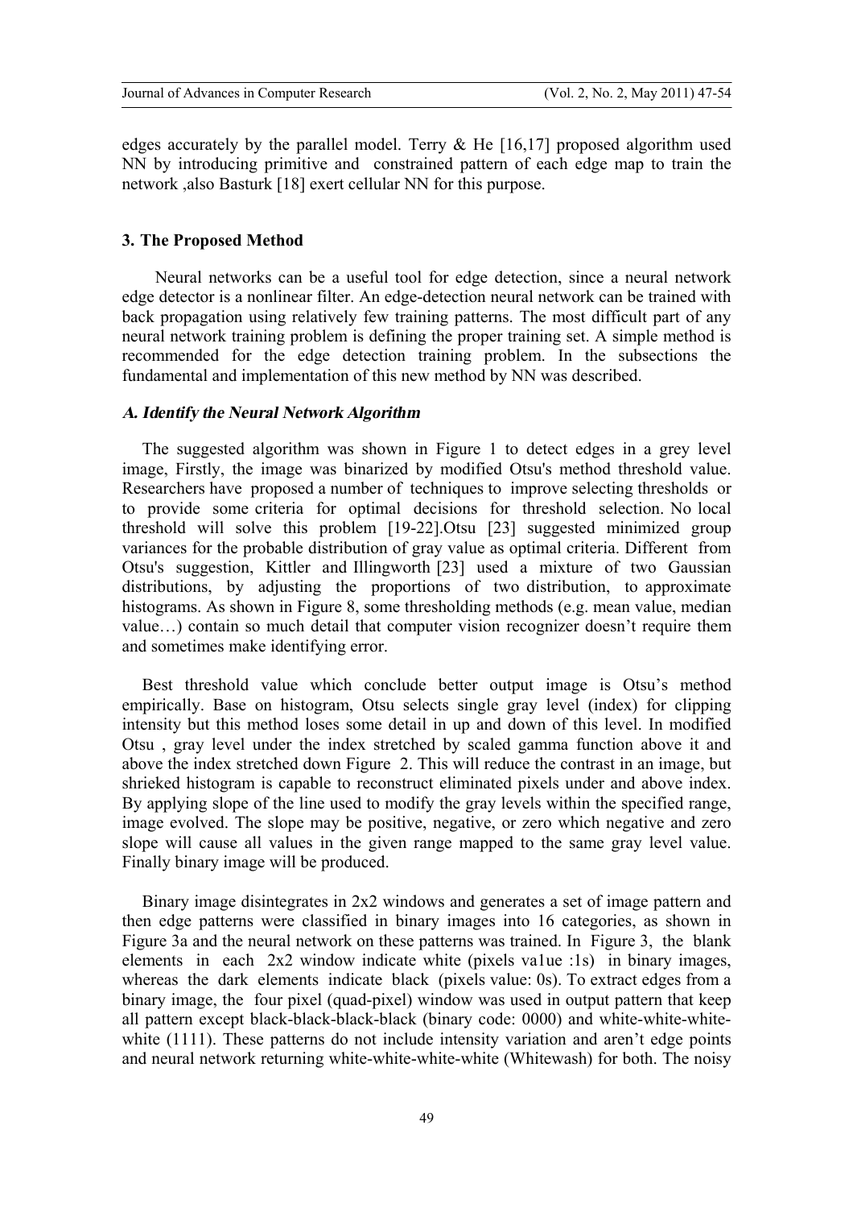edges accurately by the parallel model. Terry & He [16,17] proposed algorithm used NN by introducing primitive and constrained pattern of each edge map to train the network ,also Basturk [18] exert cellular NN for this purpose.

## 3. The Proposed Method

Neural networks can be a useful tool for edge detection, since a neural network edge detector is a nonlinear filter. An edge-detection neural network can be trained with back propagation using relatively few training patterns. The most difficult part of any neural network training problem is defining the proper training set. A simple method is recommended for the edge detection training problem. In the subsections the fundamental and implementation of this new method by NN was described.

### *A. Identify the Neural Network Algorithm*

The suggested algorithm was shown in Figure 1 to detect edges in a grey level image, Firstly, the image was binarized by modified Otsu's method threshold value. Researchers have proposed a number of techniques to improve selecting thresholds or to provide some criteria for optimal decisions for threshold selection. No local threshold will solve this problem [19-22].Otsu [23] suggested minimized group variances for the probable distribution of gray value as optimal criteria. Different from Otsu's suggestion, Kittler and Illingworth [23] used a mixture of two Gaussian distributions, by adjusting the proportions of two distribution, to approximate histograms. As shown in Figure 8, some thresholding methods (e.g. mean value, median value…) contain so much detail that computer vision recognizer doesn't require them and sometimes make identifying error.

Best threshold value which conclude better output image is Otsu's method empirically. Base on histogram, Otsu selects single gray level (index) for clipping intensity but this method loses some detail in up and down of this level. In modified Otsu , gray level under the index stretched by scaled gamma function above it and above the index stretched down Figure 2. This will reduce the contrast in an image, but shrieked histogram is capable to reconstruct eliminated pixels under and above index. By applying slope of the line used to modify the gray levels within the specified range, image evolved. The slope may be positive, negative, or zero which negative and zero slope will cause all values in the given range mapped to the same gray level value. Finally binary image will be produced.

Binary image disintegrates in 2x2 windows and generates a set of image pattern and then edge patterns were classified in binary images into 16 categories, as shown in Figure 3a and the neural network on these patterns was trained. In Figure 3, the blank elements in each 2x2 window indicate white (pixels va1ue :1s) in binary images, whereas the dark elements indicate black (pixels value: 0s). To extract edges from a binary image, the four pixel (quad-pixel) window was used in output pattern that keep all pattern except black-black-black-black (binary code: 0000) and white-white-white-white (1111). These patterns do not include intensity variation and aren't edge points and neural network returning white-white-white-white (Whitewash) for both. The noisy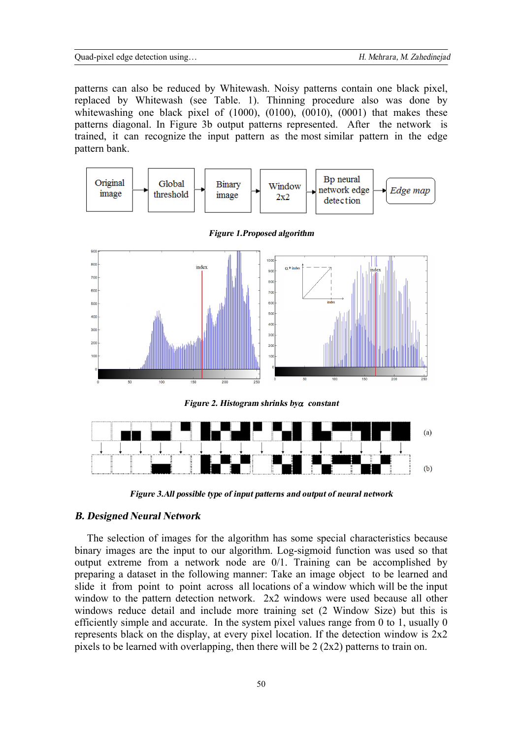patterns can also be reduced by Whitewash. Noisy patterns contain one black pixel, replaced by Whitewash (see Table. 1). Thinning procedure also was done by whitewashing one black pixel of (1000), (0100), (0010), (0001) that makes these patterns diagonal. In Figure 3b output patterns represented. After the network is trained, it can recognize the input pattern as the most similar pattern in the edge pattern bank.

Original image → Global threshold → Binary image → Window 2x2 → Bp neural network edge detection → *Edge map*

***Figure 1.Proposed algorithm***

***Figure 2. Histogram shrinks by α constant***

***Figure 3.All possible type of input patterns and output of neural network***

### *B. Designed Neural Network*

The selection of images for the algorithm has some special characteristics because binary images are the input to our algorithm. Log-sigmoid function was used so that output extreme from a network node are 0/1. Training can be accomplished by preparing a dataset in the following manner: Take an image object to be learned and slide it from point to point across all locations of a window which will be the input window to the pattern detection network. 2x2 windows were used because all other windows reduce detail and include more training set (2 Window Size) but this is efficiently simple and accurate. In the system pixel values range from 0 to 1, usually 0 represents black on the display, at every pixel location. If the detection window is 2x2 pixels to be learned with overlapping, then there will be 2 (2x2) patterns to train on.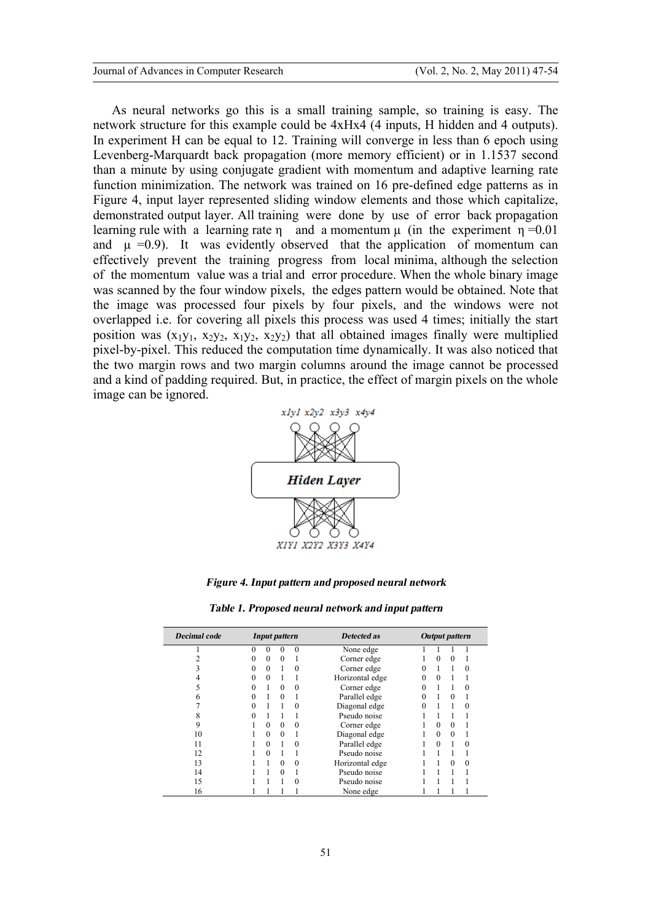As neural networks go this is a small training sample, so training is easy. The network structure for this example could be 4xHx4 (4 inputs, H hidden and 4 outputs). In experiment H can be equal to 12. Training will converge in less than 6 epoch using Levenberg-Marquardt back propagation (more memory efficient) or in 1.1537 second than a minute by using conjugate gradient with momentum and adaptive learning rate function minimization. The network was trained on 16 pre-defined edge patterns as in Figure 4, input layer represented sliding window elements and those which capitalize, demonstrated output layer. All training were done by use of error back propagation learning rule with a learning rate $\eta$ and a momentum $\mu$ (in the experiment $\eta = 0.01$ and $\mu = 0.9$). It was evidently observed that the application of momentum can effectively prevent the training progress from local minima, although the selection of the momentum value was a trial and error procedure. When the whole binary image was scanned by the four window pixels, the edges pattern would be obtained. Note that the image was processed four pixels by four pixels, and the windows were not overlapped i.e. for covering all pixels this process was used 4 times; initially the start position was ($x_1y_1$, $x_2y_2$, $x_1y_2$, $x_2y_2$) that all obtained images finally were multiplied pixel-by-pixel. This reduced the computation time dynamically. It was also noticed that the two margin rows and two margin columns around the image cannot be processed and a kind of padding required. But, in practice, the effect of margin pixels on the whole image can be ignored.

***Figure 4. Input pattern and proposed neural network***

***Table 1. Proposed neural network and input pattern***

| *Decimal code* | *Input pattern* | *Detected as* | *Output pattern* |
|---|---|---|---|
| 1 | 0 0 0 0 | None edge | 1 1 1 1 |
| 2 | 0 0 0 1 | Corner edge | 1 0 0 1 |
| 3 | 0 0 1 0 | Corner edge | 0 1 1 0 |
| 4 | 0 0 1 1 | Horizontal edge | 0 0 1 1 |
| 5 | 0 1 0 0 | Corner edge | 0 1 1 0 |
| 6 | 0 1 0 1 | Parallel edge | 0 1 0 1 |
| 7 | 0 1 1 0 | Diagonal edge | 0 1 1 0 |
| 8 | 0 1 1 1 | Pseudo noise | 1 1 1 1 |
| 9 | 1 0 0 0 | Corner edge | 1 0 0 1 |
| 10 | 1 0 0 1 | Diagonal edge | 1 0 0 1 |
| 11 | 1 0 1 0 | Parallel edge | 1 0 1 0 |
| 12 | 1 0 1 1 | Pseudo noise | 1 1 1 1 |
| 13 | 1 1 0 0 | Horizontal edge | 1 1 0 0 |
| 14 | 1 1 0 1 | Pseudo noise | 1 1 1 1 |
| 15 | 1 1 1 0 | Pseudo noise | 1 1 1 1 |
| 16 | 1 1 1 1 | None edge | 1 1 1 1 |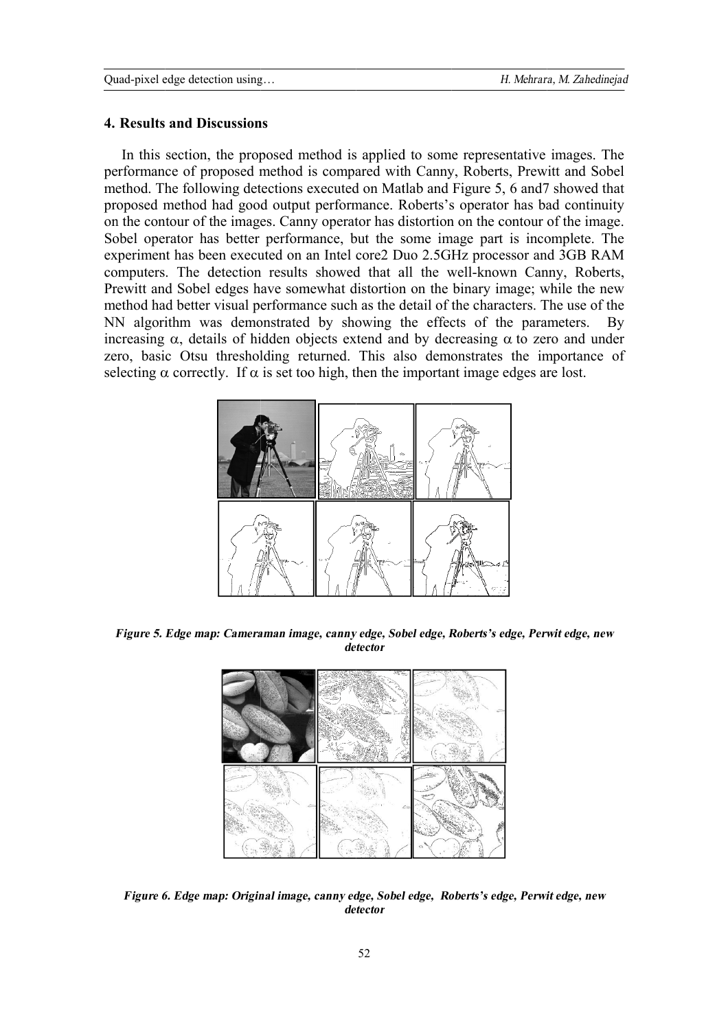## 4. Results and Discussions

In this section, the proposed method is applied to some representative images. The performance of proposed method is compared with Canny, Roberts, Prewitt and Sobel method. The following detections executed on Matlab and Figure 5, 6 and7 showed that proposed method had good output performance. Roberts's operator has bad continuity on the contour of the images. Canny operator has distortion on the contour of the image. Sobel operator has better performance, but the some image part is incomplete. The experiment has been executed on an Intel core2 Duo 2.5GHz processor and 3GB RAM computers. The detection results showed that all the well-known Canny, Roberts, Prewitt and Sobel edges have somewhat distortion on the binary image; while the new method had better visual performance such as the detail of the characters. The use of the NN algorithm was demonstrated by showing the effects of the parameters. By increasing $\alpha$, details of hidden objects extend and by decreasing $\alpha$ to zero and under zero, basic Otsu thresholding returned. This also demonstrates the importance of selecting $\alpha$ correctly. If $\alpha$ is set too high, then the important image edges are lost.

***Figure 5. Edge map: Cameraman image, canny edge, Sobel edge, Roberts's edge, Perwit edge, new detector***

***Figure 6. Edge map: Original image, canny edge, Sobel edge, Roberts's edge, Perwit edge, new detector***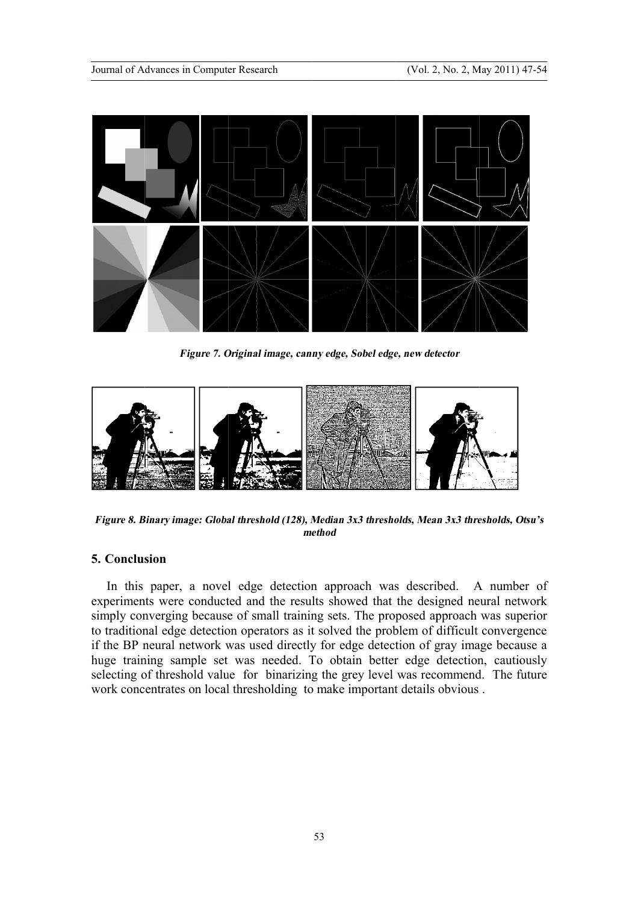*Figure 7. Original image, canny edge, Sobel edge, new detector*

*Figure 8. Binary image: Global threshold (128), Median 3x3 thresholds, Mean 3x3 thresholds, Otsu's method*

## 5. Conclusion

In this paper, a novel edge detection approach was described. A number of experiments were conducted and the results showed that the designed neural network simply converging because of small training sets. The proposed approach was superior to traditional edge detection operators as it solved the problem of difficult convergence if the BP neural network was used directly for edge detection of gray image because a huge training sample set was needed. To obtain better edge detection, cautiously selecting of threshold value for binarizing the grey level was recommend. The future work concentrates on local thresholding to make important details obvious .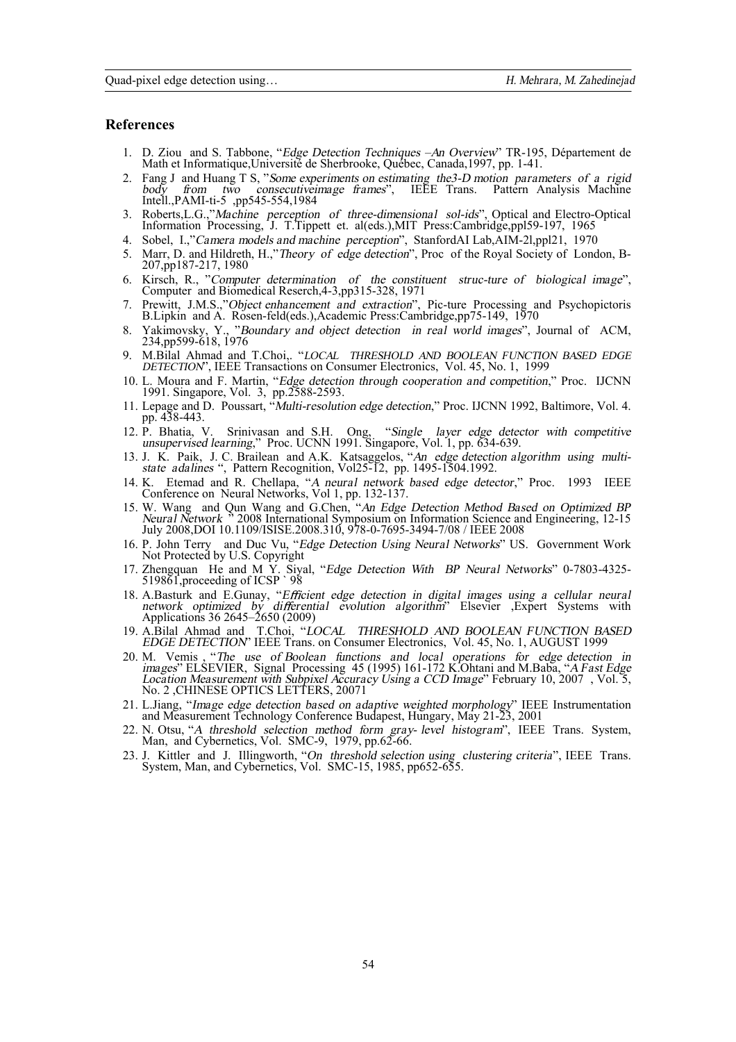## References

1. D. Ziou and S. Tabbone, "*Edge Detection Techniques –An Overview*" TR-195, Département de Math et Informatique,Université de Sherbrooke, Québec, Canada,1997, pp. 1-41.
2. Fang J and Huang T S, "*Some experiments on estimating the3-D motion parameters of a rigid body from two consecutiveimage frames*", IEEE Trans. Pattern Analysis Machine Intell.,PAMI-ti-5 ,pp545-554,1984
3. Roberts,L.G.,"*Machine perception of three-dimensional sol-ids*", Optical and Electro-Optical Information Processing, J. T.Tippett et. al(eds.),MIT Press:Cambridge,ppl59-197, 1965
4. Sobel, I.,"*Camera models and machine perception*", StanfordAI Lab,AIM-2l,ppl21, 1970
5. Marr, D. and Hildreth, H.,"*Theory of edge detection*", Proc of the Royal Society of London, B-207,pp187-217, 1980
6. Kirsch, R., "*Computer determination of the constituent struc-ture of biological image*", Computer and Biomedical Reserch,4-3,pp315-328, 1971
7. Prewitt, J.M.S.,"*Object enhancement and extraction*", Pic-ture Processing and Psychopictoris B.Lipkin and A. Rosen-feld(eds.),Academic Press:Cambridge,pp75-149, 1970
8. Yakimovsky, Y., "*Boundary and object detection in real world images*", Journal of ACM, 234,pp599-618, 1976
9. M.Bilal Ahmad and T.Choi,. "*LOCAL THRESHOLD AND BOOLEAN FUNCTION BASED EDGE DETECTION*", IEEE Transactions on Consumer Electronics, Vol. 45, No. 1, 1999
10. L. Moura and F. Martin, "*Edge detection through cooperation and competition*," Proc. IJCNN 1991. Singapore, Vol. 3, pp.2588-2593.
11. Lepage and D. Poussart, "*Multi-resolution edge detection*," Proc. IJCNN 1992, Baltimore, Vol. 4. pp. 438-443.
12. P. Bhatia, V. Srinivasan and S.H. Ong, "*Single layer edge detector with competitive unsupervised learning*," Proc. UCNN 1991. Singapore, Vol. 1, pp. 634-639.
13. J. K. Paik, J. C. Brailean and A.K. Katsaggelos, "*An edge detection algorithm using multi-state adalines* ", Pattern Recognition, Vol25-12, pp. 1495-1504.1992.
14. K. Etemad and R. Chellapa, "*A neural network based edge detector*," Proc. 1993 IEEE Conference on Neural Networks, Vol 1, pp. 132-137.
15. W. Wang and Qun Wang and G.Chen, "*An Edge Detection Method Based on Optimized BP Neural Network* " 2008 International Symposium on Information Science and Engineering, 12-15 July 2008,DOI 10.1109/ISISE.2008.310, 978-0-7695-3494-7/08 / IEEE 2008
16. P. John Terry and Duc Vu, "*Edge Detection Using Neural Networks*" US. Government Work Not Protected by U.S. Copyright
17. Zhengquan He and M Y. Siyal, "*Edge Detection With BP Neural Networks*" 0-7803-4325-519861,proceeding of ICSP ` 98
18. A.Basturk and E.Gunay, "*Efficient edge detection in digital images using a cellular neural network optimized by differential evolution algorithm*" Elsevier ,Expert Systems with Applications 36 2645–2650 (2009)
19. A.Bilal Ahmad and T.Choi, "*LOCAL THRESHOLD AND BOOLEAN FUNCTION BASED EDGE DETECTION*" IEEE Trans. on Consumer Electronics, Vol. 45, No. 1, AUGUST 1999
20. M. Vemis , "*The use of Boolean functions and local operations for edge detection in images*" ELSEVIER, Signal Processing 45 (1995) 161-172 K.Ohtani and M.Baba, "*A Fast Edge Location Measurement with Subpixel Accuracy Using a CCD Image*" February 10, 2007 , Vol. 5, No. 2 ,CHINESE OPTICS LETTERS, 20071
21. L.Jiang, "*Image edge detection based on adaptive weighted morphology*" IEEE Instrumentation and Measurement Technology Conference Budapest, Hungary, May 21-23, 2001
22. N. Otsu, "*A threshold selection method form gray- level histogram*", IEEE Trans. System, Man, and Cybernetics, Vol. SMC-9, 1979, pp.62-66.
23. J. Kittler and J. Illingworth, "*On threshold selection using clustering criteria*", IEEE Trans. System, Man, and Cybernetics, Vol. SMC-15, 1985, pp652-655.